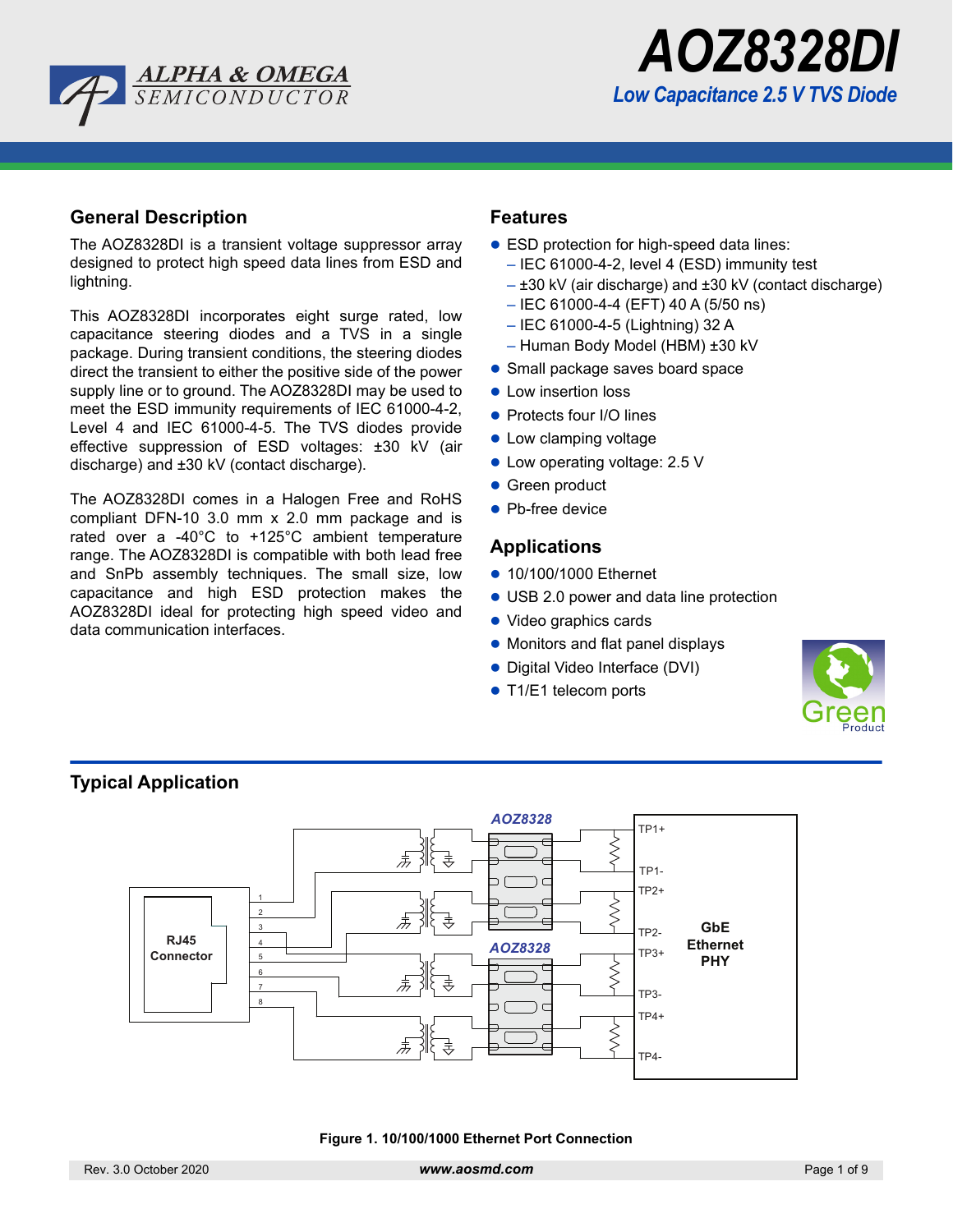# AOZ8328DI

*Low Capacitance 2.5 V TVS Diode*

## General Description

The AOZ8328DI is a transient voltage suppressor array designed to protect high speed data lines from ESD and lightning.

This AOZ8328DI incorporates eight surge rated, low capacitance steering diodes and a TVS in a single package. During transient conditions, the steering diodes direct the transient to either the positive side of the power supply line or to ground. The AOZ8328DI may be used to meet the ESD immunity requirements of IEC 61000-4-2, Level 4 and IEC 61000-4-5. The TVS diodes provide effective suppression of ESD voltages: ±30 kV (air discharge) and ±30 kV (contact discharge).

The AOZ8328DI comes in a Halogen Free and RoHS compliant DFN-10 3.0 mm x 2.0 mm package and is rated over a -40°C to +125°C ambient temperature range. The AOZ8328DI is compatible with both lead free and SnPb assembly techniques. The small size, low capacitance and high ESD protection makes the AOZ8328DI ideal for protecting high speed video and data communication interfaces.

## Features

- ESD protection for high-speed data lines:
  - IEC 61000-4-2, level 4 (ESD) immunity test
  - ±30 kV (air discharge) and ±30 kV (contact discharge)
  - IEC 61000-4-4 (EFT) 40 A (5/50 ns)
  - IEC 61000-4-5 (Lightning) 32 A
  - Human Body Model (HBM) ±30 kV
- Small package saves board space
- Low insertion loss
- Protects four I/O lines
- Low clamping voltage
- Low operating voltage: 2.5 V
- Green product
- Pb-free device

## Applications

- 10/100/1000 Ethernet
- USB 2.0 power and data line protection
- Video graphics cards
- Monitors and flat panel displays
- Digital Video Interface (DVI)
- T1/E1 telecom ports

## Typical Application

Figure 1. 10/100/1000 Ethernet Port Connection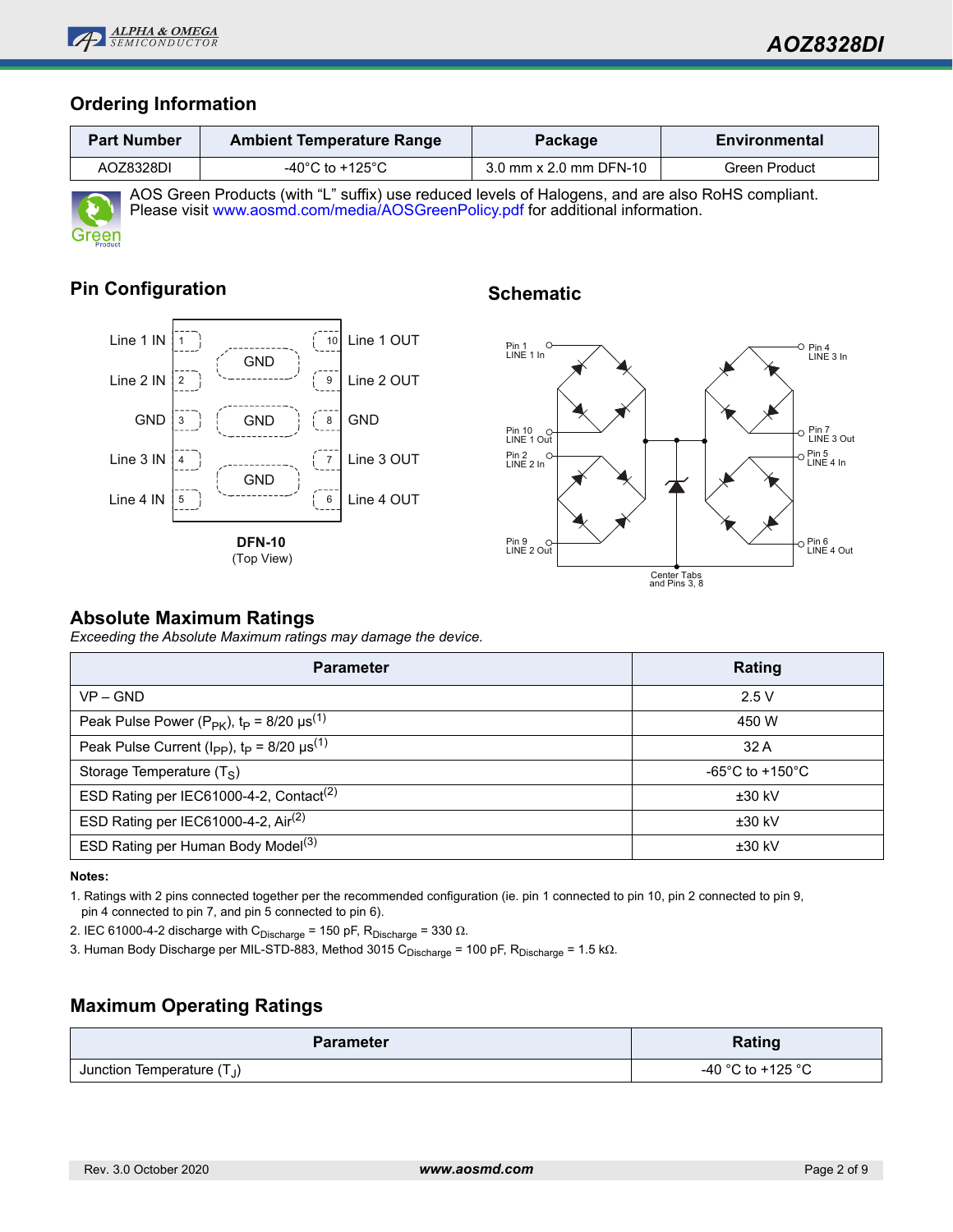## Ordering Information

| Part Number | Ambient Temperature Range | Package | Environmental |
|---|---|---|---|
| AOZ8328DI | -40°C to +125°C | 3.0 mm x 2.0 mm DFN-10 | Green Product |

AOS Green Products (with "L" suffix) use reduced levels of Halogens, and are also RoHS compliant. Please visit www.aosmd.com/media/AOSGreenPolicy.pdf for additional information.

## Pin Configuration

Line 1 IN 1 — 10 Line 1 OUT
Line 2 IN 2 — 9 Line 2 OUT
GND 3 — 8 GND
Line 3 IN 4 — 7 Line 3 OUT
Line 4 IN 5 — 6 Line 4 OUT

GND (center tabs)

**DFN-10**
(Top View)

## Schematic

Pin 1 LINE 1 In; Pin 10 LINE 1 Out; Pin 2 LINE 2 In; Pin 9 LINE 2 Out; Pin 4 LINE 3 In; Pin 7 LINE 3 Out; Pin 5 LINE 4 In; Pin 6 LINE 4 Out; Center Tabs and Pins 3, 8

## Absolute Maximum Ratings

*Exceeding the Absolute Maximum ratings may damage the device.*

| Parameter | Rating |
|---|---|
| VP – GND | 2.5 V |
| Peak Pulse Power ($P_{PK}$), $t_P$ = 8/20 µs[1] | 450 W |
| Peak Pulse Current ($I_{PP}$), $t_P$ = 8/20 µs[1] | 32 A |
| Storage Temperature ($T_S$) | -65°C to +150°C |
| ESD Rating per IEC61000-4-2, Contact[2] | ±30 kV |
| ESD Rating per IEC61000-4-2, Air[2] | ±30 kV |
| ESD Rating per Human Body Model[3] | ±30 kV |

**Notes:**

1. Ratings with 2 pins connected together per the recommended configuration (ie. pin 1 connected to pin 10, pin 2 connected to pin 9, pin 4 connected to pin 7, and pin 5 connected to pin 6).
2. IEC 61000-4-2 discharge with $C_{Discharge}$ = 150 pF, $R_{Discharge}$ = 330 Ω.
3. Human Body Discharge per MIL-STD-883, Method 3015 $C_{Discharge}$ = 100 pF, $R_{Discharge}$ = 1.5 kΩ.

## Maximum Operating Ratings

| Parameter | Rating |
|---|---|
| Junction Temperature ($T_J$) | -40 °C to +125 °C |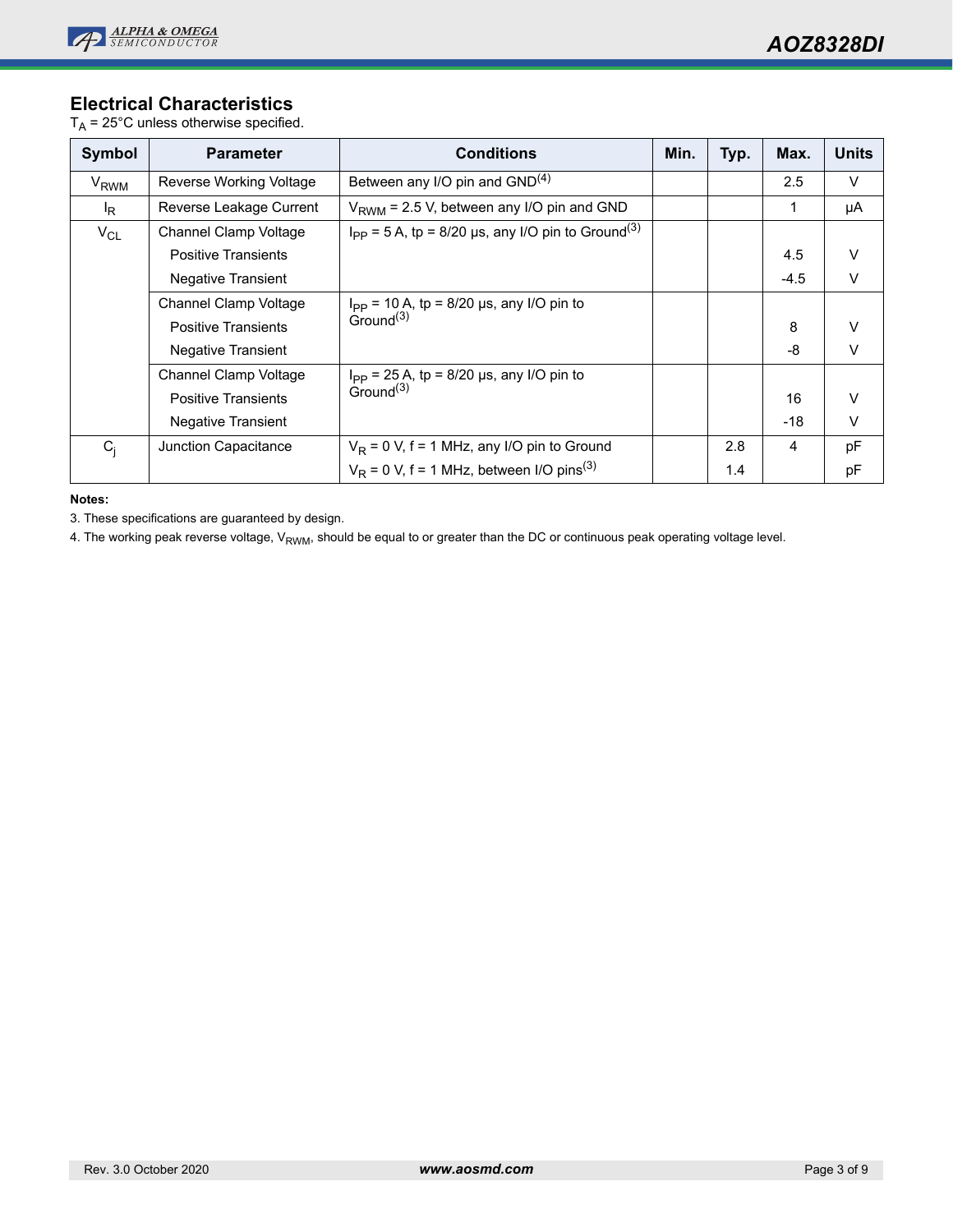## Electrical Characteristics

$T_A$ = 25°C unless otherwise specified.

| Symbol | Parameter | Conditions | Min. | Typ. | Max. | Units |
|---|---|---|---|---|---|---|
| $V_{RWM}$ | Reverse Working Voltage | Between any I/O pin and GND[4] | | | 2.5 | V |
| $I_R$ | Reverse Leakage Current | $V_{RWM}$ = 2.5 V, between any I/O pin and GND | | | 1 | µA |
| $V_{CL}$ | Channel Clamp Voltage | $I_{PP}$ = 5 A, tp = 8/20 µs, any I/O pin to Ground[3] | | | | |
| | Positive Transients | | | | 4.5 | V |
| | Negative Transient | | | | -4.5 | V |
| | Channel Clamp Voltage | $I_{PP}$ = 10 A, tp = 8/20 µs, any I/O pin to Ground[3] | | | | |
| | Positive Transients | | | | 8 | V |
| | Negative Transient | | | | -8 | V |
| | Channel Clamp Voltage | $I_{PP}$ = 25 A, tp = 8/20 µs, any I/O pin to Ground[3] | | | | |
| | Positive Transients | | | | 16 | V |
| | Negative Transient | | | | -18 | V |
| $C_j$ | Junction Capacitance | $V_R$ = 0 V, f = 1 MHz, any I/O pin to Ground | | 2.8 | 4 | pF |
| | | $V_R$ = 0 V, f = 1 MHz, between I/O pins[3] | | 1.4 | | pF |

**Notes:**

3. These specifications are guaranteed by design.

4. The working peak reverse voltage, $V_{RWM}$, should be equal to or greater than the DC or continuous peak operating voltage level.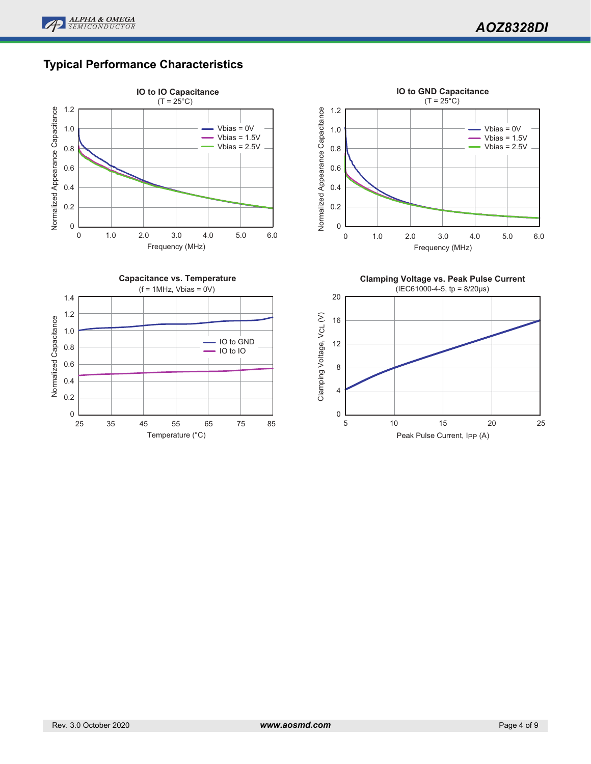## Typical Performance Characteristics

**IO to IO Capacitance**
(T = 25°C)

**IO to GND Capacitance**
(T = 25°C)

**Capacitance vs. Temperature**
(f = 1MHz, Vbias = 0V)

**Clamping Voltage vs. Peak Pulse Current**
(IEC61000-4-5, tp = 8/20μs)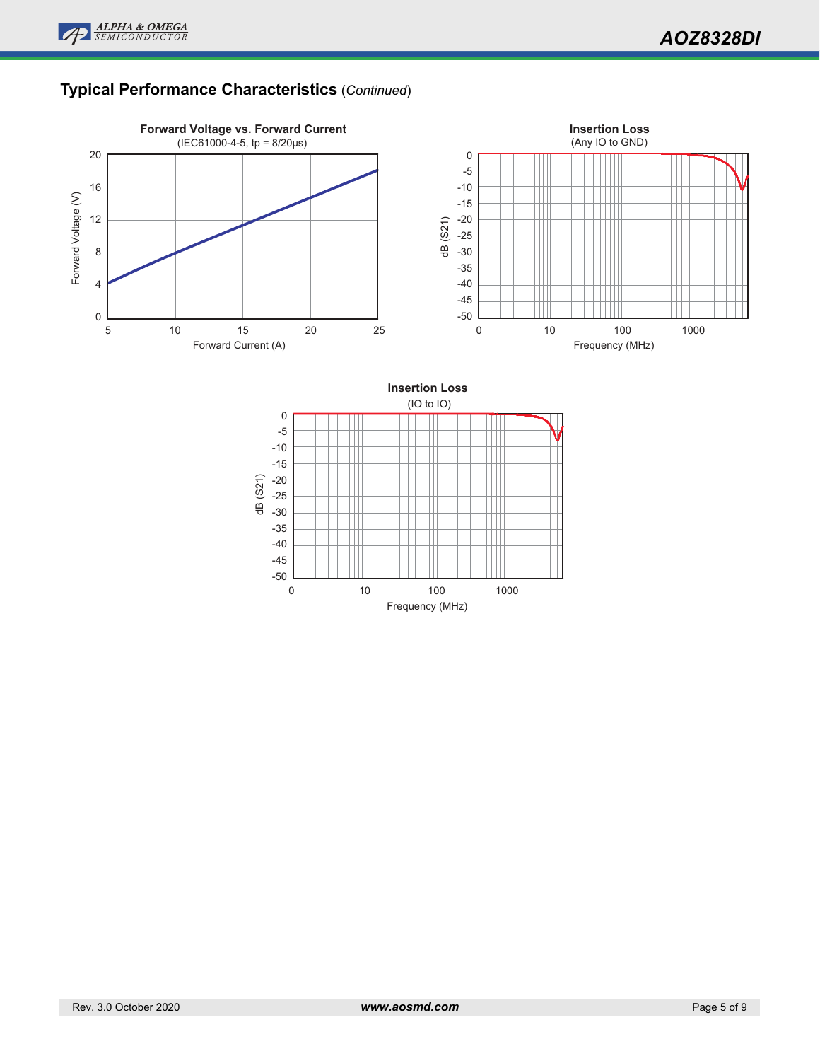## Typical Performance Characteristics (*Continued*)

**Forward Voltage vs. Forward Current**
(IEC61000-4-5, tp = 8/20μs)

Forward Voltage (V) vs. Forward Current (A)

**Insertion Loss**
(Any IO to GND)

dB (S21) vs. Frequency (MHz)

**Insertion Loss**
(IO to IO)

dB (S21) vs. Frequency (MHz)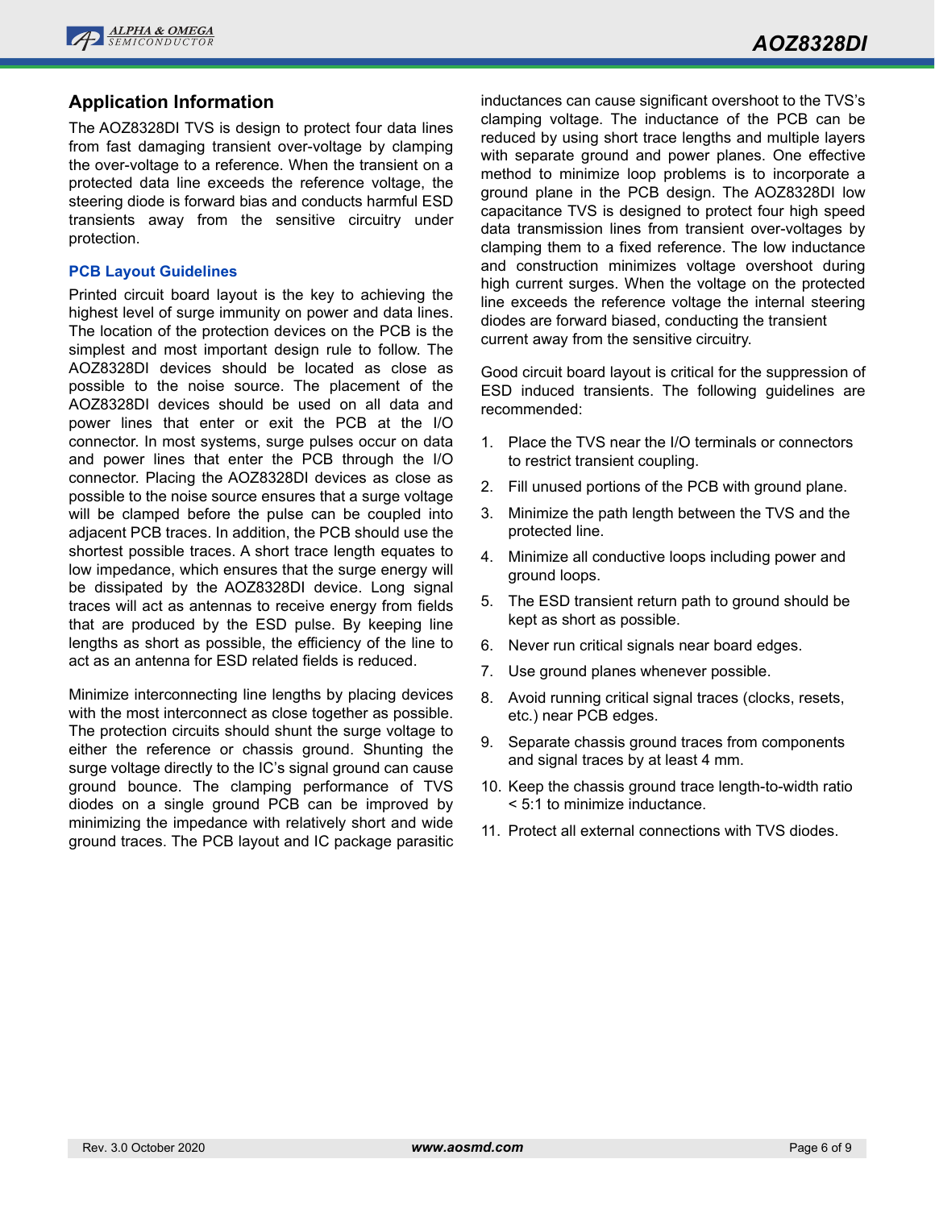## Application Information

The AOZ8328DI TVS is design to protect four data lines from fast damaging transient over-voltage by clamping the over-voltage to a reference. When the transient on a protected data line exceeds the reference voltage, the steering diode is forward bias and conducts harmful ESD transients away from the sensitive circuitry under protection.

### PCB Layout Guidelines

Printed circuit board layout is the key to achieving the highest level of surge immunity on power and data lines. The location of the protection devices on the PCB is the simplest and most important design rule to follow. The AOZ8328DI devices should be located as close as possible to the noise source. The placement of the AOZ8328DI devices should be used on all data and power lines that enter or exit the PCB at the I/O connector. In most systems, surge pulses occur on data and power lines that enter the PCB through the I/O connector. Placing the AOZ8328DI devices as close as possible to the noise source ensures that a surge voltage will be clamped before the pulse can be coupled into adjacent PCB traces. In addition, the PCB should use the shortest possible traces. A short trace length equates to low impedance, which ensures that the surge energy will be dissipated by the AOZ8328DI device. Long signal traces will act as antennas to receive energy from fields that are produced by the ESD pulse. By keeping line lengths as short as possible, the efficiency of the line to act as an antenna for ESD related fields is reduced.

Minimize interconnecting line lengths by placing devices with the most interconnect as close together as possible. The protection circuits should shunt the surge voltage to either the reference or chassis ground. Shunting the surge voltage directly to the IC's signal ground can cause ground bounce. The clamping performance of TVS diodes on a single ground PCB can be improved by minimizing the impedance with relatively short and wide ground traces. The PCB layout and IC package parasitic inductances can cause significant overshoot to the TVS's clamping voltage. The inductance of the PCB can be reduced by using short trace lengths and multiple layers with separate ground and power planes. One effective method to minimize loop problems is to incorporate a ground plane in the PCB design. The AOZ8328DI low capacitance TVS is designed to protect four high speed data transmission lines from transient over-voltages by clamping them to a fixed reference. The low inductance and construction minimizes voltage overshoot during high current surges. When the voltage on the protected line exceeds the reference voltage the internal steering diodes are forward biased, conducting the transient current away from the sensitive circuitry.

Good circuit board layout is critical for the suppression of ESD induced transients. The following guidelines are recommended:

1. Place the TVS near the I/O terminals or connectors to restrict transient coupling.
2. Fill unused portions of the PCB with ground plane.
3. Minimize the path length between the TVS and the protected line.
4. Minimize all conductive loops including power and ground loops.
5. The ESD transient return path to ground should be kept as short as possible.
6. Never run critical signals near board edges.
7. Use ground planes whenever possible.
8. Avoid running critical signal traces (clocks, resets, etc.) near PCB edges.
9. Separate chassis ground traces from components and signal traces by at least 4 mm.
10. Keep the chassis ground trace length-to-width ratio < 5:1 to minimize inductance.
11. Protect all external connections with TVS diodes.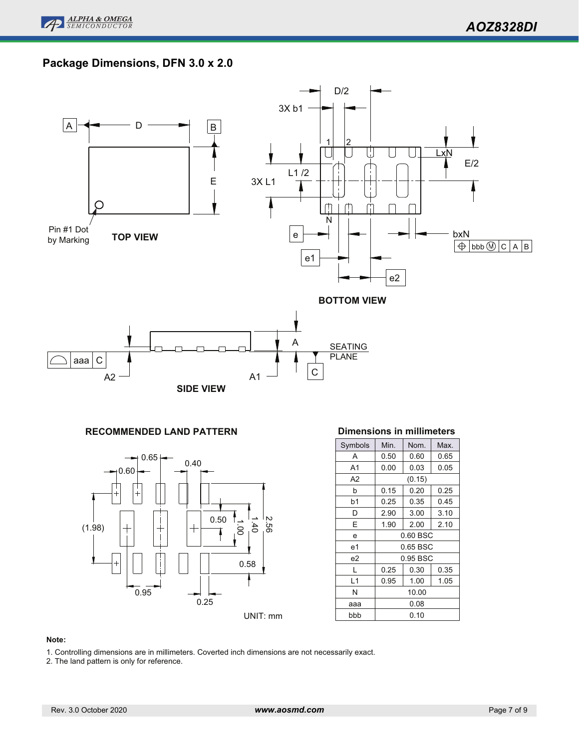## Package Dimensions, DFN 3.0 x 2.0

TOP VIEW

Pin #1 Dot by Marking

BOTTOM VIEW

SIDE VIEW

RECOMMENDED LAND PATTERN

UNIT: mm

**Dimensions in millimeters**

| Symbols | Min. | Nom. | Max. |
|---|---|---|---|
| A | 0.50 | 0.60 | 0.65 |
| A1 | 0.00 | 0.03 | 0.05 |
| A2 | | (0.15) | |
| b | 0.15 | 0.20 | 0.25 |
| b1 | 0.25 | 0.35 | 0.45 |
| D | 2.90 | 3.00 | 3.10 |
| E | 1.90 | 2.00 | 2.10 |
| e | | 0.60 BSC | |
| e1 | | 0.65 BSC | |
| e2 | | 0.95 BSC | |
| L | 0.25 | 0.30 | 0.35 |
| L1 | 0.95 | 1.00 | 1.05 |
| N | | 10.00 | |
| aaa | | 0.08 | |
| bbb | | 0.10 | |

**Note:**

1. Controlling dimensions are in millimeters. Coverted inch dimensions are not necessarily exact.
2. The land pattern is only for reference.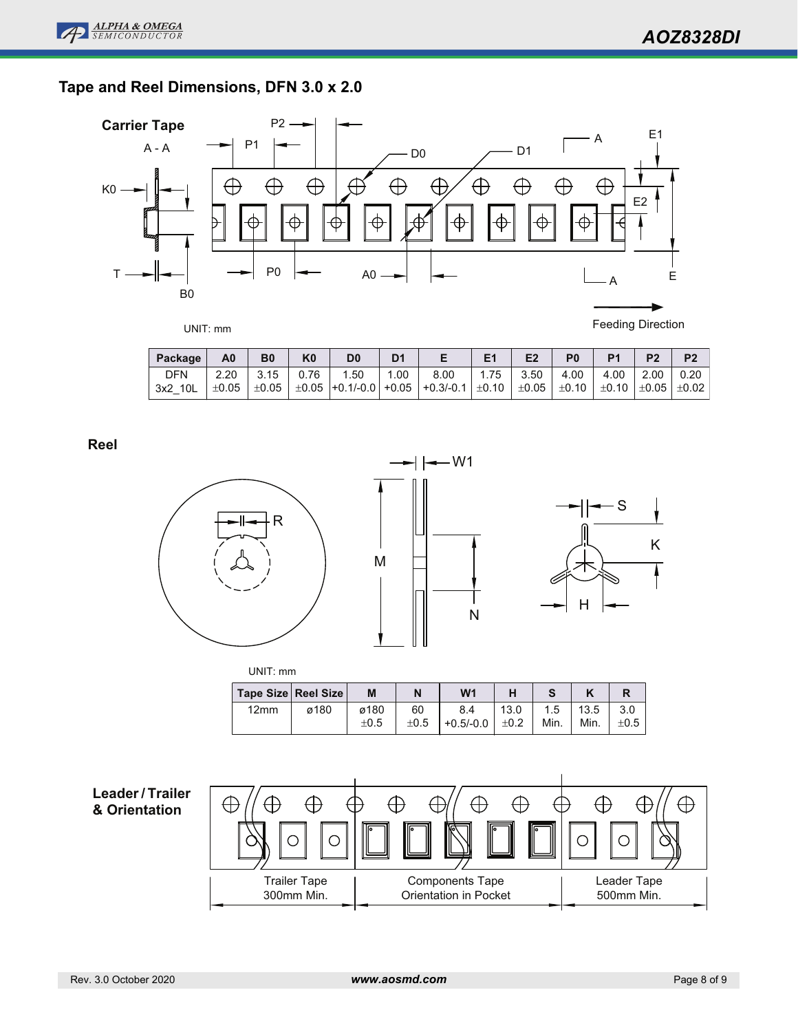## Tape and Reel Dimensions, DFN 3.0 x 2.0

### Carrier Tape

UNIT: mm

Feeding Direction

| Package | A0 | B0 | K0 | D0 | D1 | E | E1 | E2 | P0 | P1 | P2 | P2 |
|---|---|---|---|---|---|---|---|---|---|---|---|---|
| DFN 3x2_10L | 2.20 ±0.05 | 3.15 ±0.05 | 0.76 ±0.05 | 1.50 +0.1/-0.0 | 1.00 +0.05 | 8.00 +0.3/-0.1 | 1.75 ±0.10 | 3.50 ±0.05 | 4.00 ±0.10 | 4.00 ±0.10 | 2.00 ±0.05 | 0.20 ±0.02 |

### Reel

UNIT: mm

| Tape Size | Reel Size | M | N | W1 | H | S | K | R |
|---|---|---|---|---|---|---|---|---|
| 12mm | ø180 | ø180 ±0.5 | 60 ±0.5 | 8.4 +0.5/-0.0 | 13.0 ±0.2 | 1.5 Min. | 13.5 Min. | 3.0 ±0.5 |

### Leader / Trailer & Orientation

Trailer Tape 300mm Min.

Components Tape Orientation in Pocket

Leader Tape 500mm Min.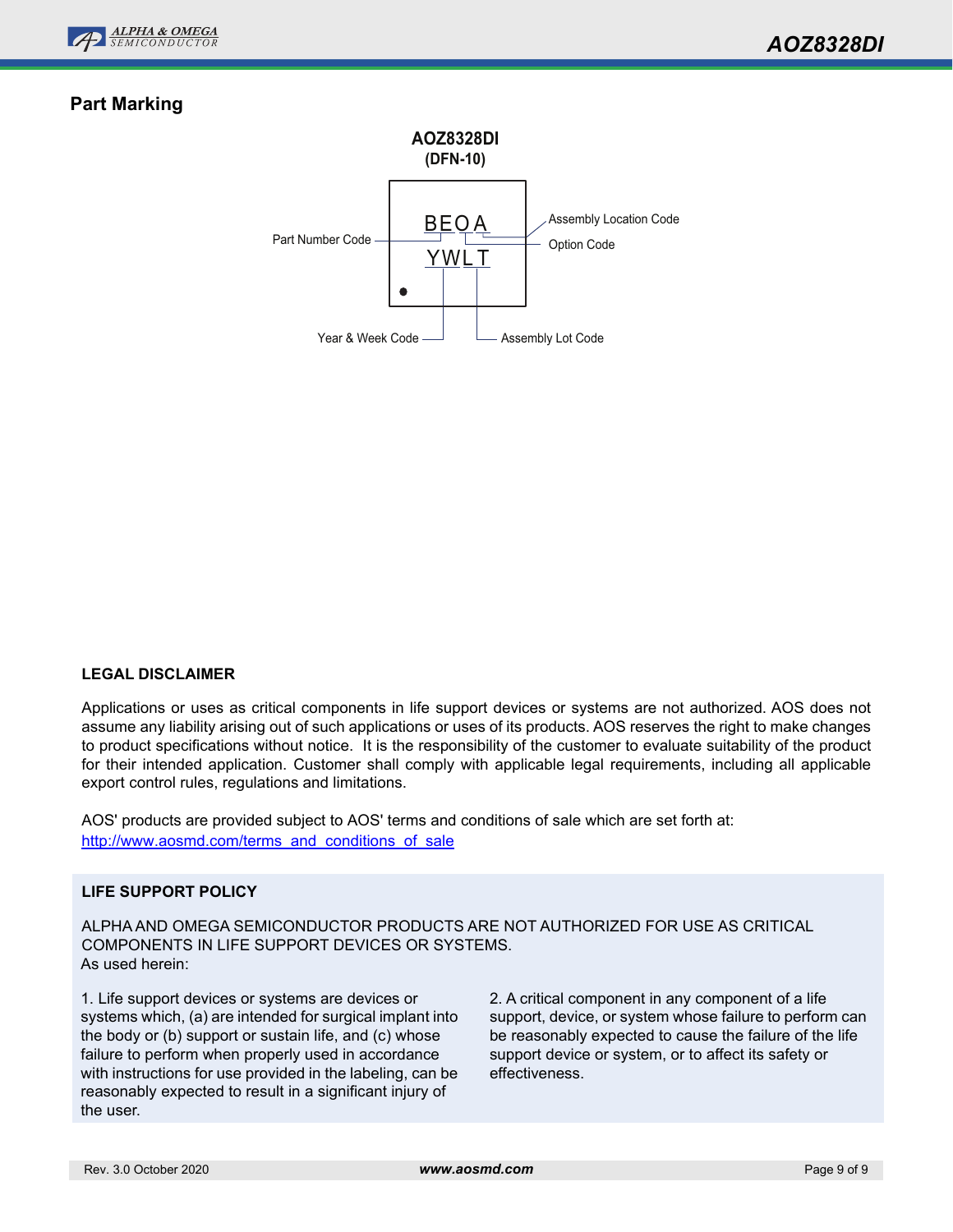## Part Marking

AOZ8328DI
(DFN-10)

BEOA
YWLT

Part Number Code
Assembly Location Code
Option Code
Year & Week Code
Assembly Lot Code

**LEGAL DISCLAIMER**

Applications or uses as critical components in life support devices or systems are not authorized. AOS does not assume any liability arising out of such applications or uses of its products. AOS reserves the right to make changes to product specifications without notice. It is the responsibility of the customer to evaluate suitability of the product for their intended application. Customer shall comply with applicable legal requirements, including all applicable export control rules, regulations and limitations.

AOS' products are provided subject to AOS' terms and conditions of sale which are set forth at:
http://www.aosmd.com/terms_and_conditions_of_sale

**LIFE SUPPORT POLICY**

ALPHA AND OMEGA SEMICONDUCTOR PRODUCTS ARE NOT AUTHORIZED FOR USE AS CRITICAL COMPONENTS IN LIFE SUPPORT DEVICES OR SYSTEMS.
As used herein:

1. Life support devices or systems are devices or systems which, (a) are intended for surgical implant into the body or (b) support or sustain life, and (c) whose failure to perform when properly used in accordance with instructions for use provided in the labeling, can be reasonably expected to result in a significant injury of the user.

2. A critical component in any component of a life support, device, or system whose failure to perform can be reasonably expected to cause the failure of the life support device or system, or to affect its safety or effectiveness.

Rev. 3.0 October 2020 www.aosmd.com